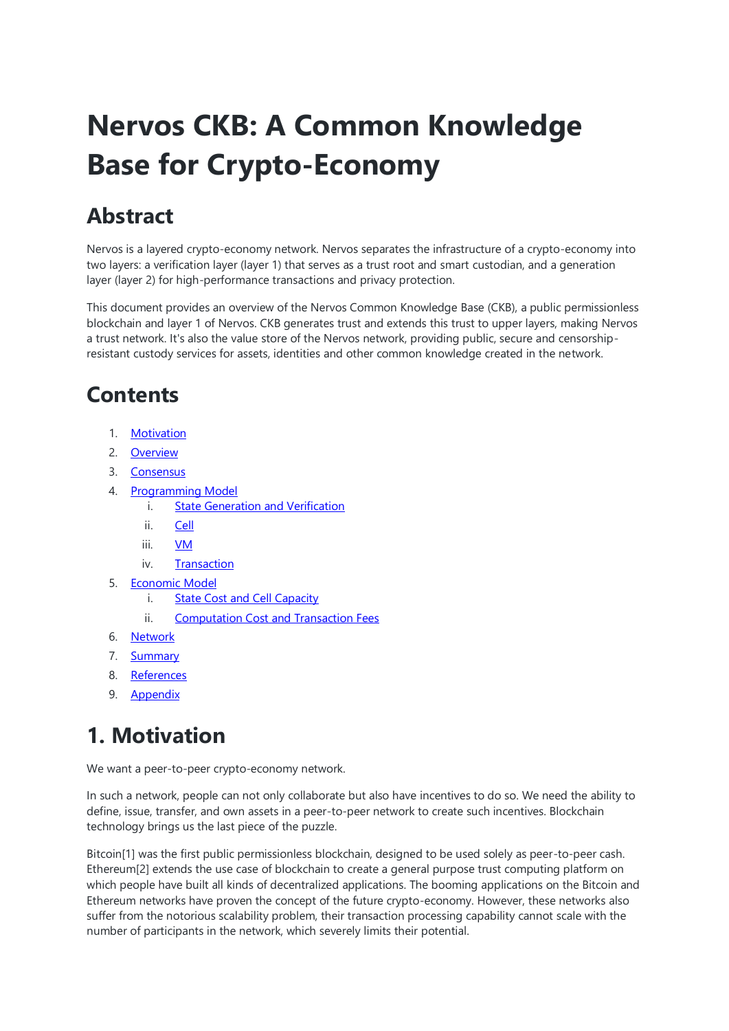# Nervos CKB: A Common Knowledge Base for Crypto-Economy

## Abstract

Nervos is a layered crypto-economy network. Nervos separates the infrastructure of a crypto-economy into two layers: a verification layer (layer 1) that serves as a trust root and smart custodian, and a generation layer (layer 2) for high-performance transactions and privacy protection.

This document provides an overview of the Nervos Common Knowledge Base (CKB), a public permissionless blockchain and layer 1 of Nervos. CKB generates trust and extends this trust to upper layers, making Nervos a trust network. It's also the value store of the Nervos network, providing public, secure and censorship-resistant custody services for assets, identities and other common knowledge created in the network.

## Contents

1. Motivation
2. Overview
3. Consensus
4. Programming Model
   1. State Generation and Verification
   2. Cell
   3. VM
   4. Transaction
5. Economic Model
   1. State Cost and Cell Capacity
   2. Computation Cost and Transaction Fees
6. Network
7. Summary
8. References
9. Appendix

# 1. Motivation

We want a peer-to-peer crypto-economy network.

In such a network, people can not only collaborate but also have incentives to do so. We need the ability to define, issue, transfer, and own assets in a peer-to-peer network to create such incentives. Blockchain technology brings us the last piece of the puzzle.

Bitcoin[1] was the first public permissionless blockchain, designed to be used solely as peer-to-peer cash. Ethereum[2] extends the use case of blockchain to create a general purpose trust computing platform on which people have built all kinds of decentralized applications. The booming applications on the Bitcoin and Ethereum networks have proven the concept of the future crypto-economy. However, these networks also suffer from the notorious scalability problem, their transaction processing capability cannot scale with the number of participants in the network, which severely limits their potential.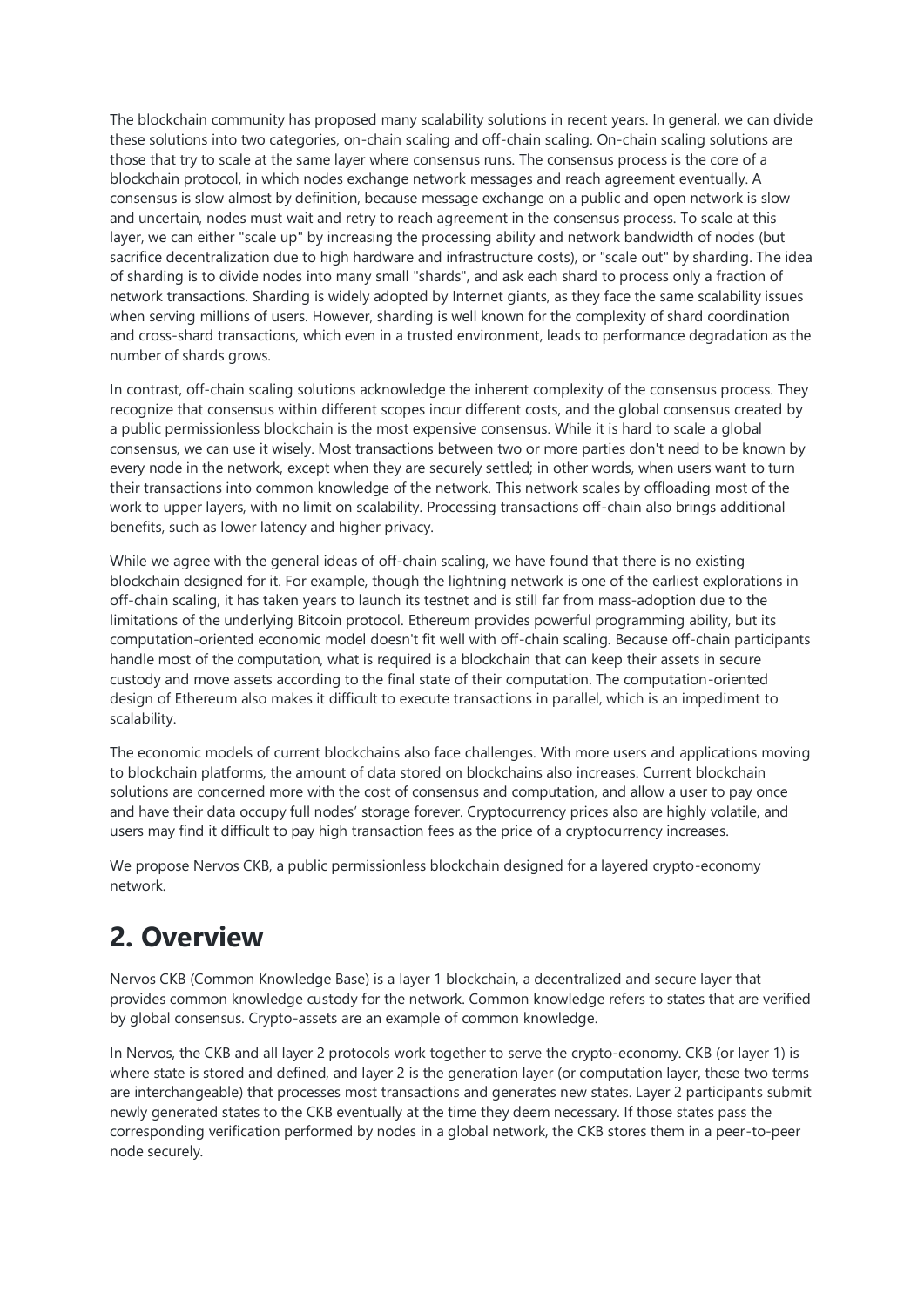The blockchain community has proposed many scalability solutions in recent years. In general, we can divide these solutions into two categories, on-chain scaling and off-chain scaling. On-chain scaling solutions are those that try to scale at the same layer where consensus runs. The consensus process is the core of a blockchain protocol, in which nodes exchange network messages and reach agreement eventually. A consensus is slow almost by definition, because message exchange on a public and open network is slow and uncertain, nodes must wait and retry to reach agreement in the consensus process. To scale at this layer, we can either "scale up" by increasing the processing ability and network bandwidth of nodes (but sacrifice decentralization due to high hardware and infrastructure costs), or "scale out" by sharding. The idea of sharding is to divide nodes into many small "shards", and ask each shard to process only a fraction of network transactions. Sharding is widely adopted by Internet giants, as they face the same scalability issues when serving millions of users. However, sharding is well known for the complexity of shard coordination and cross-shard transactions, which even in a trusted environment, leads to performance degradation as the number of shards grows.

In contrast, off-chain scaling solutions acknowledge the inherent complexity of the consensus process. They recognize that consensus within different scopes incur different costs, and the global consensus created by a public permissionless blockchain is the most expensive consensus. While it is hard to scale a global consensus, we can use it wisely. Most transactions between two or more parties don't need to be known by every node in the network, except when they are securely settled; in other words, when users want to turn their transactions into common knowledge of the network. This network scales by offloading most of the work to upper layers, with no limit on scalability. Processing transactions off-chain also brings additional benefits, such as lower latency and higher privacy.

While we agree with the general ideas of off-chain scaling, we have found that there is no existing blockchain designed for it. For example, though the lightning network is one of the earliest explorations in off-chain scaling, it has taken years to launch its testnet and is still far from mass-adoption due to the limitations of the underlying Bitcoin protocol. Ethereum provides powerful programming ability, but its computation-oriented economic model doesn't fit well with off-chain scaling. Because off-chain participants handle most of the computation, what is required is a blockchain that can keep their assets in secure custody and move assets according to the final state of their computation. The computation-oriented design of Ethereum also makes it difficult to execute transactions in parallel, which is an impediment to scalability.

The economic models of current blockchains also face challenges. With more users and applications moving to blockchain platforms, the amount of data stored on blockchains also increases. Current blockchain solutions are concerned more with the cost of consensus and computation, and allow a user to pay once and have their data occupy full nodes' storage forever. Cryptocurrency prices also are highly volatile, and users may find it difficult to pay high transaction fees as the price of a cryptocurrency increases.

We propose Nervos CKB, a public permissionless blockchain designed for a layered crypto-economy network.

# 2. Overview

Nervos CKB (Common Knowledge Base) is a layer 1 blockchain, a decentralized and secure layer that provides common knowledge custody for the network. Common knowledge refers to states that are verified by global consensus. Crypto-assets are an example of common knowledge.

In Nervos, the CKB and all layer 2 protocols work together to serve the crypto-economy. CKB (or layer 1) is where state is stored and defined, and layer 2 is the generation layer (or computation layer, these two terms are interchangeable) that processes most transactions and generates new states. Layer 2 participants submit newly generated states to the CKB eventually at the time they deem necessary. If those states pass the corresponding verification performed by nodes in a global network, the CKB stores them in a peer-to-peer node securely.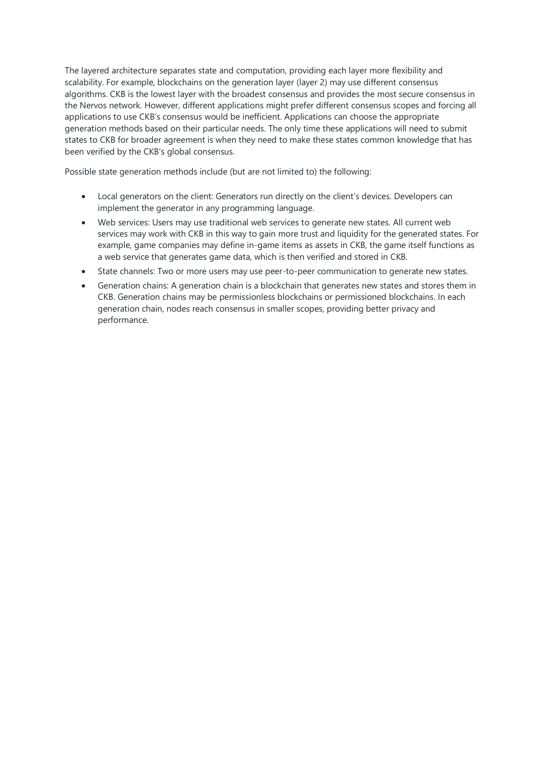The layered architecture separates state and computation, providing each layer more flexibility and scalability. For example, blockchains on the generation layer (layer 2) may use different consensus algorithms. CKB is the lowest layer with the broadest consensus and provides the most secure consensus in the Nervos network. However, different applications might prefer different consensus scopes and forcing all applications to use CKB's consensus would be inefficient. Applications can choose the appropriate generation methods based on their particular needs. The only time these applications will need to submit states to CKB for broader agreement is when they need to make these states common knowledge that has been verified by the CKB's global consensus.

Possible state generation methods include (but are not limited to) the following:

- Local generators on the client: Generators run directly on the client's devices. Developers can implement the generator in any programming language.
- Web services: Users may use traditional web services to generate new states. All current web services may work with CKB in this way to gain more trust and liquidity for the generated states. For example, game companies may define in-game items as assets in CKB, the game itself functions as a web service that generates game data, which is then verified and stored in CKB.
- State channels: Two or more users may use peer-to-peer communication to generate new states.
- Generation chains: A generation chain is a blockchain that generates new states and stores them in CKB. Generation chains may be permissionless blockchains or permissioned blockchains. In each generation chain, nodes reach consensus in smaller scopes, providing better privacy and performance.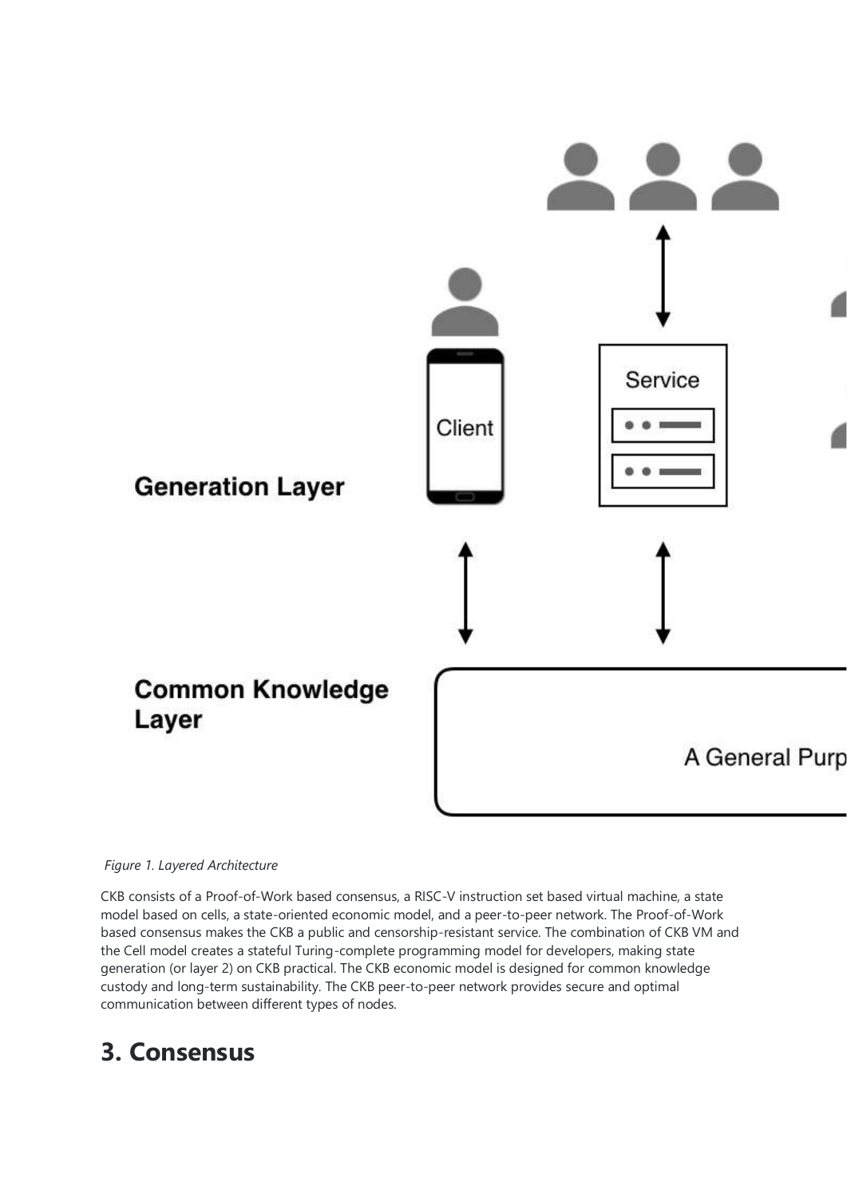*Figure 1. Layered Architecture*

CKB consists of a Proof-of-Work based consensus, a RISC-V instruction set based virtual machine, a state model based on cells, a state-oriented economic model, and a peer-to-peer network. The Proof-of-Work based consensus makes the CKB a public and censorship-resistant service. The combination of CKB VM and the Cell model creates a stateful Turing-complete programming model for developers, making state generation (or layer 2) on CKB practical. The CKB economic model is designed for common knowledge custody and long-term sustainability. The CKB peer-to-peer network provides secure and optimal communication between different types of nodes.

## 3. Consensus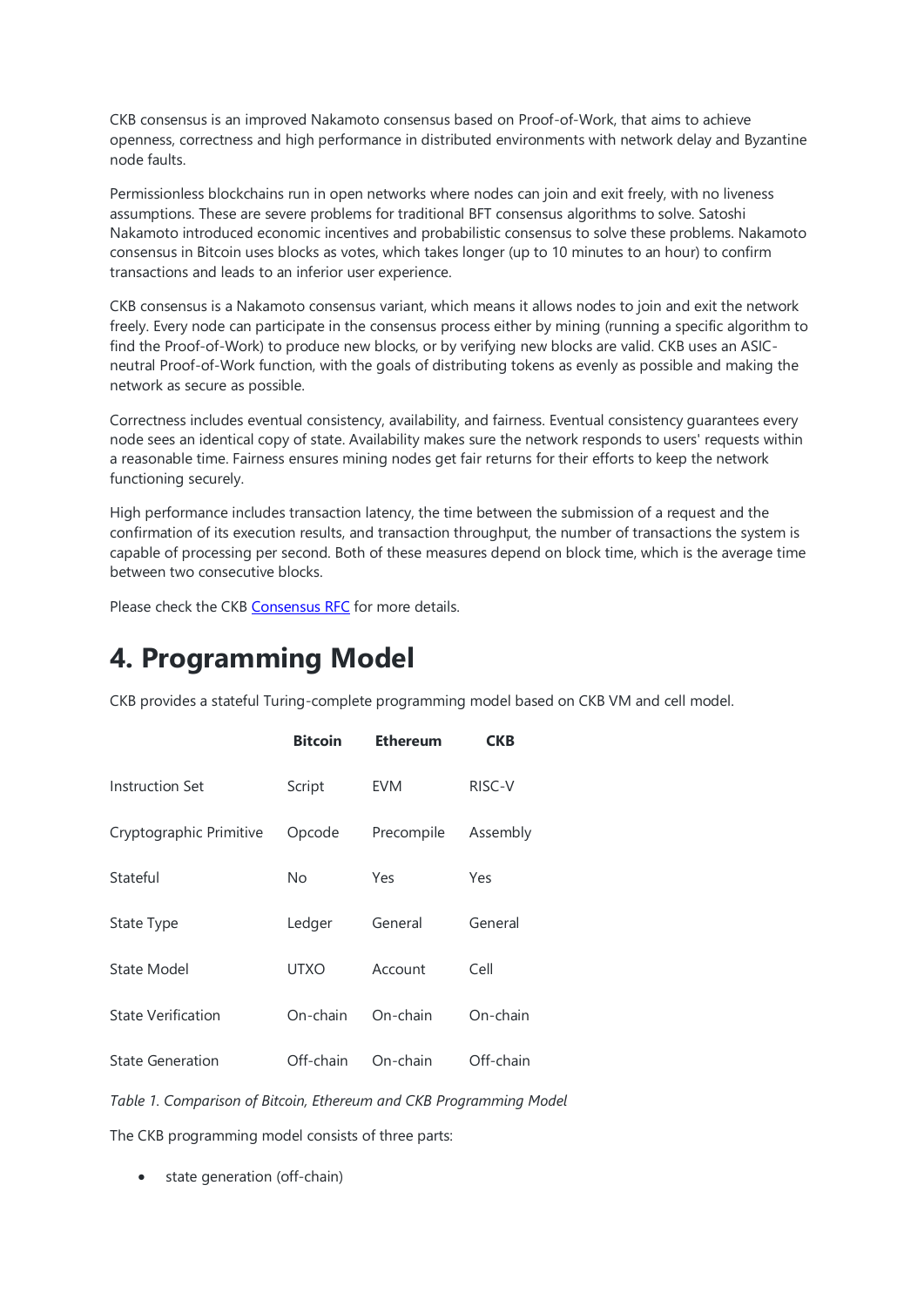CKB consensus is an improved Nakamoto consensus based on Proof-of-Work, that aims to achieve openness, correctness and high performance in distributed environments with network delay and Byzantine node faults.

Permissionless blockchains run in open networks where nodes can join and exit freely, with no liveness assumptions. These are severe problems for traditional BFT consensus algorithms to solve. Satoshi Nakamoto introduced economic incentives and probabilistic consensus to solve these problems. Nakamoto consensus in Bitcoin uses blocks as votes, which takes longer (up to 10 minutes to an hour) to confirm transactions and leads to an inferior user experience.

CKB consensus is a Nakamoto consensus variant, which means it allows nodes to join and exit the network freely. Every node can participate in the consensus process either by mining (running a specific algorithm to find the Proof-of-Work) to produce new blocks, or by verifying new blocks are valid. CKB uses an ASIC-neutral Proof-of-Work function, with the goals of distributing tokens as evenly as possible and making the network as secure as possible.

Correctness includes eventual consistency, availability, and fairness. Eventual consistency guarantees every node sees an identical copy of state. Availability makes sure the network responds to users' requests within a reasonable time. Fairness ensures mining nodes get fair returns for their efforts to keep the network functioning securely.

High performance includes transaction latency, the time between the submission of a request and the confirmation of its execution results, and transaction throughput, the number of transactions the system is capable of processing per second. Both of these measures depend on block time, which is the average time between two consecutive blocks.

Please check the CKB [Consensus RFC] for more details.

# 4. Programming Model

CKB provides a stateful Turing-complete programming model based on CKB VM and cell model.

| | **Bitcoin** | **Ethereum** | **CKB** |
|---|---|---|---|
| Instruction Set | Script | EVM | RISC-V |
| Cryptographic Primitive | Opcode | Precompile | Assembly |
| Stateful | No | Yes | Yes |
| State Type | Ledger | General | General |
| State Model | UTXO | Account | Cell |
| State Verification | On-chain | On-chain | On-chain |
| State Generation | Off-chain | On-chain | Off-chain |

*Table 1. Comparison of Bitcoin, Ethereum and CKB Programming Model*

The CKB programming model consists of three parts:

- state generation (off-chain)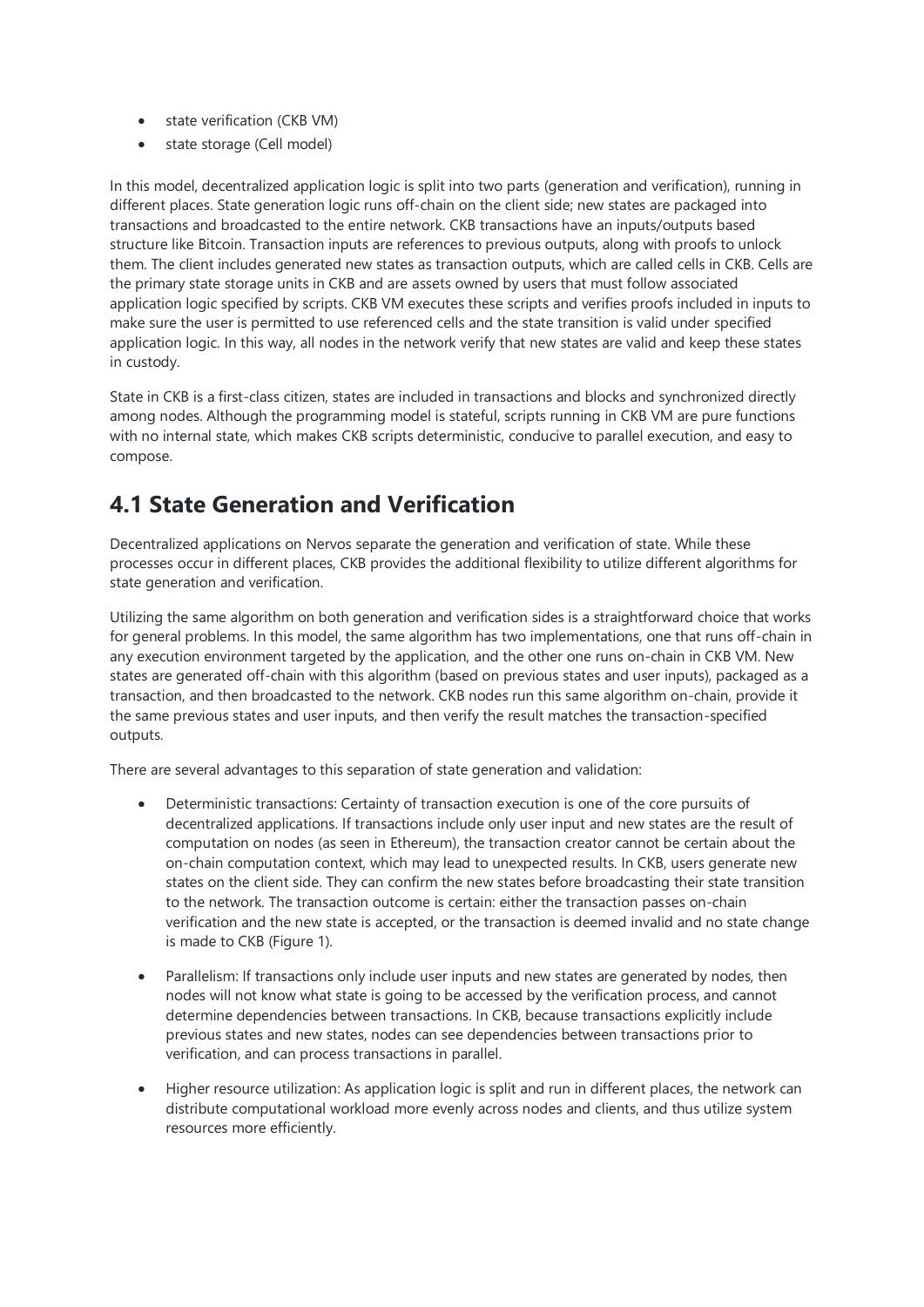- state verification (CKB VM)
- state storage (Cell model)

In this model, decentralized application logic is split into two parts (generation and verification), running in different places. State generation logic runs off-chain on the client side; new states are packaged into transactions and broadcasted to the entire network. CKB transactions have an inputs/outputs based structure like Bitcoin. Transaction inputs are references to previous outputs, along with proofs to unlock them. The client includes generated new states as transaction outputs, which are called cells in CKB. Cells are the primary state storage units in CKB and are assets owned by users that must follow associated application logic specified by scripts. CKB VM executes these scripts and verifies proofs included in inputs to make sure the user is permitted to use referenced cells and the state transition is valid under specified application logic. In this way, all nodes in the network verify that new states are valid and keep these states in custody.

State in CKB is a first-class citizen, states are included in transactions and blocks and synchronized directly among nodes. Although the programming model is stateful, scripts running in CKB VM are pure functions with no internal state, which makes CKB scripts deterministic, conducive to parallel execution, and easy to compose.

## 4.1 State Generation and Verification

Decentralized applications on Nervos separate the generation and verification of state. While these processes occur in different places, CKB provides the additional flexibility to utilize different algorithms for state generation and verification.

Utilizing the same algorithm on both generation and verification sides is a straightforward choice that works for general problems. In this model, the same algorithm has two implementations, one that runs off-chain in any execution environment targeted by the application, and the other one runs on-chain in CKB VM. New states are generated off-chain with this algorithm (based on previous states and user inputs), packaged as a transaction, and then broadcasted to the network. CKB nodes run this same algorithm on-chain, provide it the same previous states and user inputs, and then verify the result matches the transaction-specified outputs.

There are several advantages to this separation of state generation and validation:

- Deterministic transactions: Certainty of transaction execution is one of the core pursuits of decentralized applications. If transactions include only user input and new states are the result of computation on nodes (as seen in Ethereum), the transaction creator cannot be certain about the on-chain computation context, which may lead to unexpected results. In CKB, users generate new states on the client side. They can confirm the new states before broadcasting their state transition to the network. The transaction outcome is certain: either the transaction passes on-chain verification and the new state is accepted, or the transaction is deemed invalid and no state change is made to CKB (Figure 1).

- Parallelism: If transactions only include user inputs and new states are generated by nodes, then nodes will not know what state is going to be accessed by the verification process, and cannot determine dependencies between transactions. In CKB, because transactions explicitly include previous states and new states, nodes can see dependencies between transactions prior to verification, and can process transactions in parallel.

- Higher resource utilization: As application logic is split and run in different places, the network can distribute computational workload more evenly across nodes and clients, and thus utilize system resources more efficiently.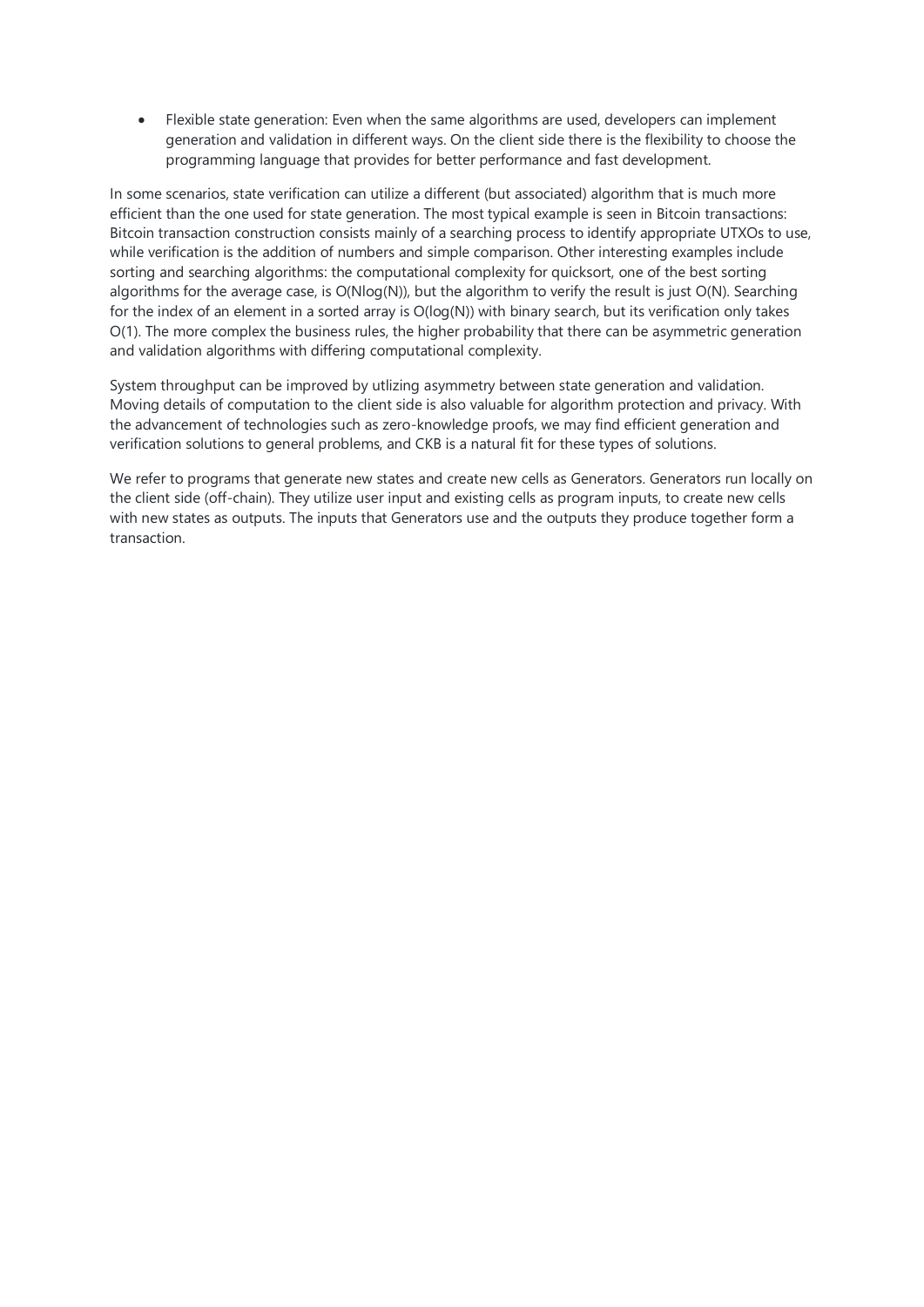- Flexible state generation: Even when the same algorithms are used, developers can implement generation and validation in different ways. On the client side there is the flexibility to choose the programming language that provides for better performance and fast development.

In some scenarios, state verification can utilize a different (but associated) algorithm that is much more efficient than the one used for state generation. The most typical example is seen in Bitcoin transactions: Bitcoin transaction construction consists mainly of a searching process to identify appropriate UTXOs to use, while verification is the addition of numbers and simple comparison. Other interesting examples include sorting and searching algorithms: the computational complexity for quicksort, one of the best sorting algorithms for the average case, is $O(N\log(N))$, but the algorithm to verify the result is just $O(N)$. Searching for the index of an element in a sorted array is $O(\log(N))$ with binary search, but its verification only takes $O(1)$. The more complex the business rules, the higher probability that there can be asymmetric generation and validation algorithms with differing computational complexity.

System throughput can be improved by utlizing asymmetry between state generation and validation. Moving details of computation to the client side is also valuable for algorithm protection and privacy. With the advancement of technologies such as zero-knowledge proofs, we may find efficient generation and verification solutions to general problems, and CKB is a natural fit for these types of solutions.

We refer to programs that generate new states and create new cells as Generators. Generators run locally on the client side (off-chain). They utilize user input and existing cells as program inputs, to create new cells with new states as outputs. The inputs that Generators use and the outputs they produce together form a transaction.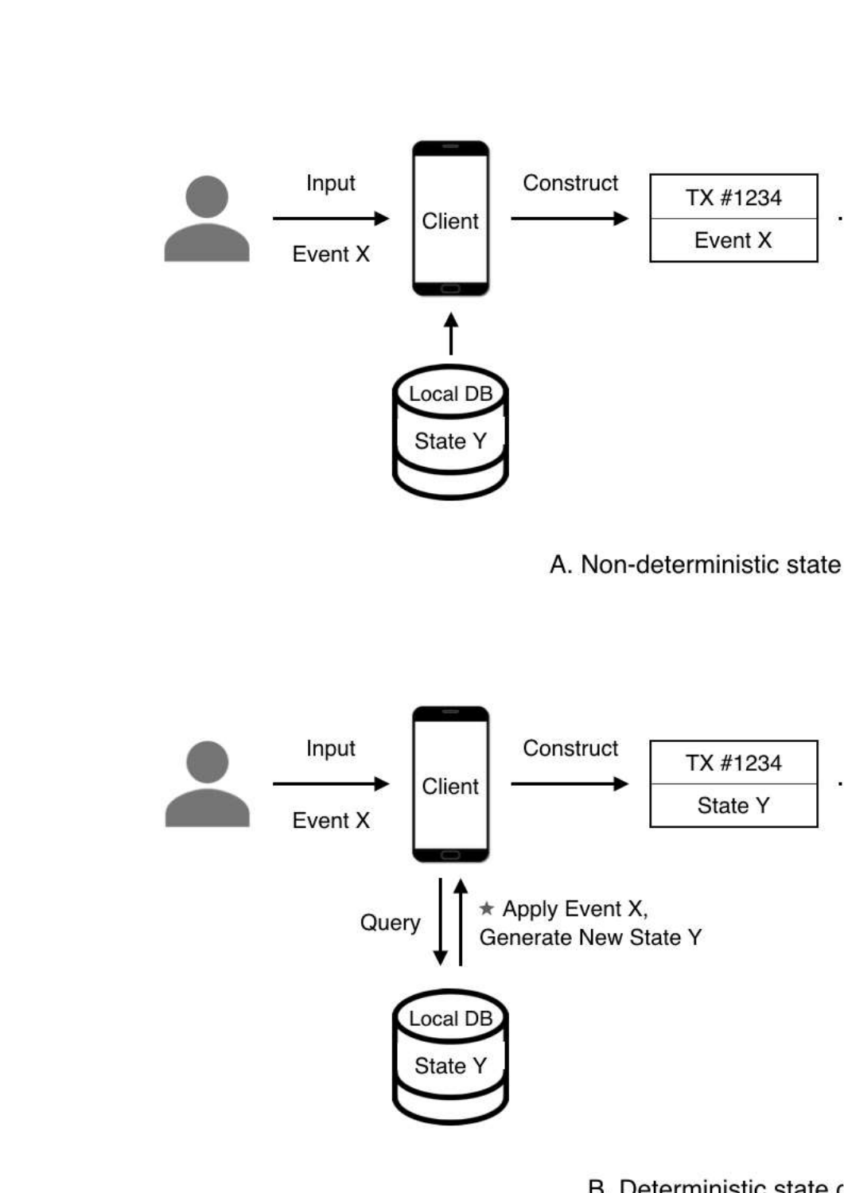Input

Event X

Client

Construct

TX #1234

Event X

Local DB

State Y

A. Non-deterministic state

Input

Event X

Client

Construct

TX #1234

State Y

Query

★ Apply Event X, Generate New State Y

Local DB

State Y

B. Deterministic state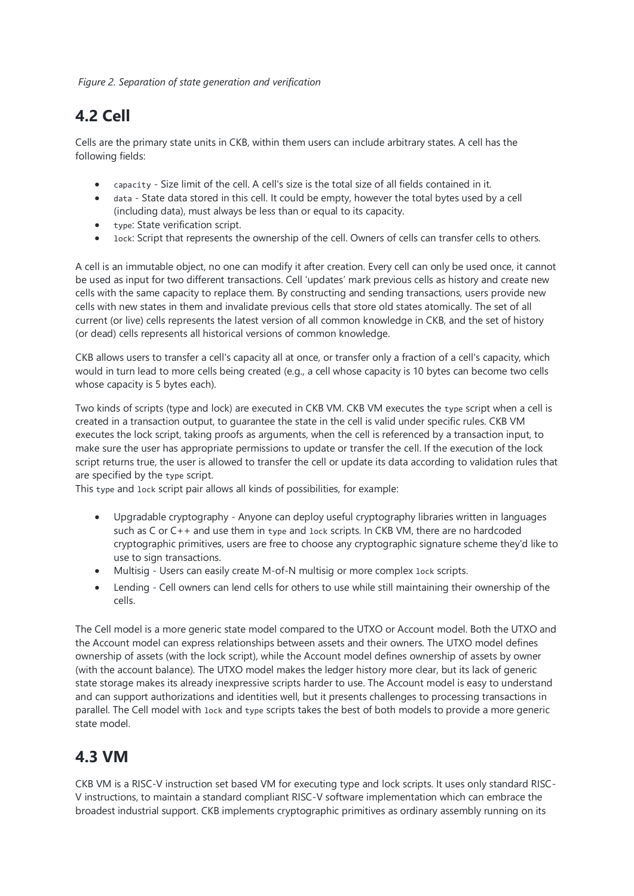*Figure 2. Separation of state generation and verification*

## 4.2 Cell

Cells are the primary state units in CKB, within them users can include arbitrary states. A cell has the following fields:

- `capacity` - Size limit of the cell. A cell's size is the total size of all fields contained in it.
- `data` - State data stored in this cell. It could be empty, however the total bytes used by a cell (including data), must always be less than or equal to its capacity.
- `type`: State verification script.
- `lock`: Script that represents the ownership of the cell. Owners of cells can transfer cells to others.

A cell is an immutable object, no one can modify it after creation. Every cell can only be used once, it cannot be used as input for two different transactions. Cell 'updates' mark previous cells as history and create new cells with the same capacity to replace them. By constructing and sending transactions, users provide new cells with new states in them and invalidate previous cells that store old states atomically. The set of all current (or live) cells represents the latest version of all common knowledge in CKB, and the set of history (or dead) cells represents all historical versions of common knowledge.

CKB allows users to transfer a cell's capacity all at once, or transfer only a fraction of a cell's capacity, which would in turn lead to more cells being created (e.g., a cell whose capacity is 10 bytes can become two cells whose capacity is 5 bytes each).

Two kinds of scripts (type and lock) are executed in CKB VM. CKB VM executes the `type` script when a cell is created in a transaction output, to guarantee the state in the cell is valid under specific rules. CKB VM executes the lock script, taking proofs as arguments, when the cell is referenced by a transaction input, to make sure the user has appropriate permissions to update or transfer the cell. If the execution of the lock script returns true, the user is allowed to transfer the cell or update its data according to validation rules that are specified by the `type` script.
This `type` and `lock` script pair allows all kinds of possibilities, for example:

- Upgradable cryptography - Anyone can deploy useful cryptography libraries written in languages such as C or C++ and use them in `type` and `lock` scripts. In CKB VM, there are no hardcoded cryptographic primitives, users are free to choose any cryptographic signature scheme they'd like to use to sign transactions.
- Multisig - Users can easily create M-of-N multisig or more complex `lock` scripts.
- Lending - Cell owners can lend cells for others to use while still maintaining their ownership of the cells.

The Cell model is a more generic state model compared to the UTXO or Account model. Both the UTXO and the Account model can express relationships between assets and their owners. The UTXO model defines ownership of assets (with the lock script), while the Account model defines ownership of assets by owner (with the account balance). The UTXO model makes the ledger history more clear, but its lack of generic state storage makes its already inexpressive scripts harder to use. The Account model is easy to understand and can support authorizations and identities well, but it presents challenges to processing transactions in parallel. The Cell model with `lock` and `type` scripts takes the best of both models to provide a more generic state model.

## 4.3 VM

CKB VM is a RISC-V instruction set based VM for executing type and lock scripts. It uses only standard RISC-V instructions, to maintain a standard compliant RISC-V software implementation which can embrace the broadest industrial support. CKB implements cryptographic primitives as ordinary assembly running on its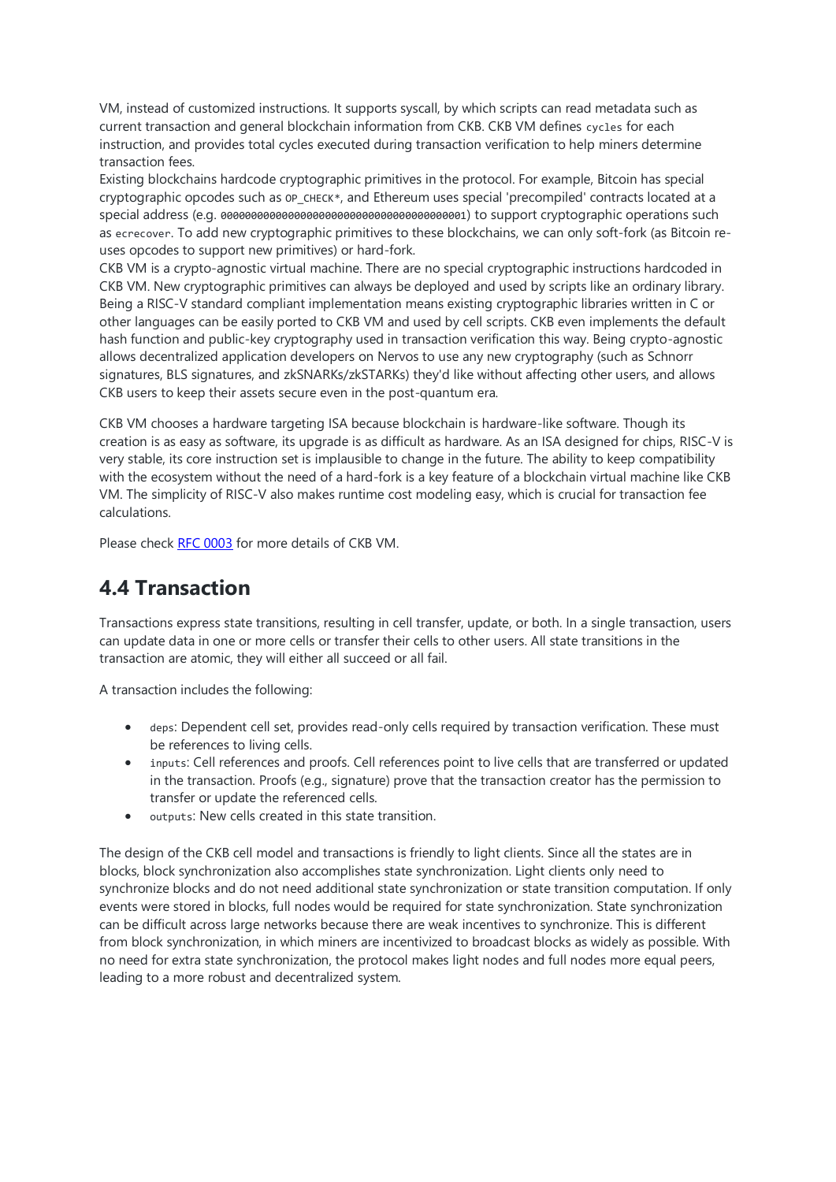VM, instead of customized instructions. It supports syscall, by which scripts can read metadata such as current transaction and general blockchain information from CKB. CKB VM defines `cycles` for each instruction, and provides total cycles executed during transaction verification to help miners determine transaction fees.
Existing blockchains hardcode cryptographic primitives in the protocol. For example, Bitcoin has special cryptographic opcodes such as `OP_CHECK*`, and Ethereum uses special 'precompiled' contracts located at a special address (e.g. `0000000000000000000000000000000000000001`) to support cryptographic operations such as `ecrecover`. To add new cryptographic primitives to these blockchains, we can only soft-fork (as Bitcoin re-uses opcodes to support new primitives) or hard-fork.
CKB VM is a crypto-agnostic virtual machine. There are no special cryptographic instructions hardcoded in CKB VM. New cryptographic primitives can always be deployed and used by scripts like an ordinary library. Being a RISC-V standard compliant implementation means existing cryptographic libraries written in C or other languages can be easily ported to CKB VM and used by cell scripts. CKB even implements the default hash function and public-key cryptography used in transaction verification this way. Being crypto-agnostic allows decentralized application developers on Nervos to use any new cryptography (such as Schnorr signatures, BLS signatures, and zkSNARKs/zkSTARKs) they'd like without affecting other users, and allows CKB users to keep their assets secure even in the post-quantum era.

CKB VM chooses a hardware targeting ISA because blockchain is hardware-like software. Though its creation is as easy as software, its upgrade is as difficult as hardware. As an ISA designed for chips, RISC-V is very stable, its core instruction set is implausible to change in the future. The ability to keep compatibility with the ecosystem without the need of a hard-fork is a key feature of a blockchain virtual machine like CKB VM. The simplicity of RISC-V also makes runtime cost modeling easy, which is crucial for transaction fee calculations.

Please check RFC 0003 for more details of CKB VM.

## 4.4 Transaction

Transactions express state transitions, resulting in cell transfer, update, or both. In a single transaction, users can update data in one or more cells or transfer their cells to other users. All state transitions in the transaction are atomic, they will either all succeed or all fail.

A transaction includes the following:

- `deps`: Dependent cell set, provides read-only cells required by transaction verification. These must be references to living cells.
- `inputs`: Cell references and proofs. Cell references point to live cells that are transferred or updated in the transaction. Proofs (e.g., signature) prove that the transaction creator has the permission to transfer or update the referenced cells.
- `outputs`: New cells created in this state transition.

The design of the CKB cell model and transactions is friendly to light clients. Since all the states are in blocks, block synchronization also accomplishes state synchronization. Light clients only need to synchronize blocks and do not need additional state synchronization or state transition computation. If only events were stored in blocks, full nodes would be required for state synchronization. State synchronization can be difficult across large networks because there are weak incentives to synchronize. This is different from block synchronization, in which miners are incentivized to broadcast blocks as widely as possible. With no need for extra state synchronization, the protocol makes light nodes and full nodes more equal peers, leading to a more robust and decentralized system.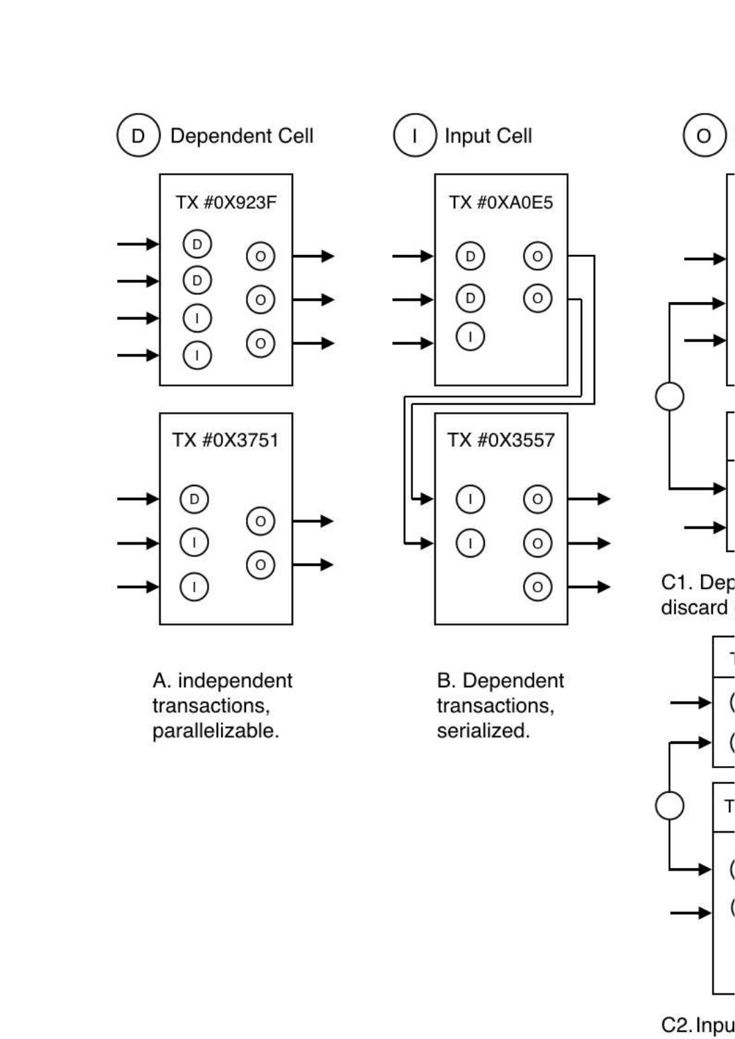D Dependent Cell

I Input Cell

O

TX #0X923F

TX #0X3751

TX #0XA0E5

TX #0X3557

A. independent transactions, parallelizable.

B. Dependent transactions, serialized.

C1. Dep discard

C2. Inpu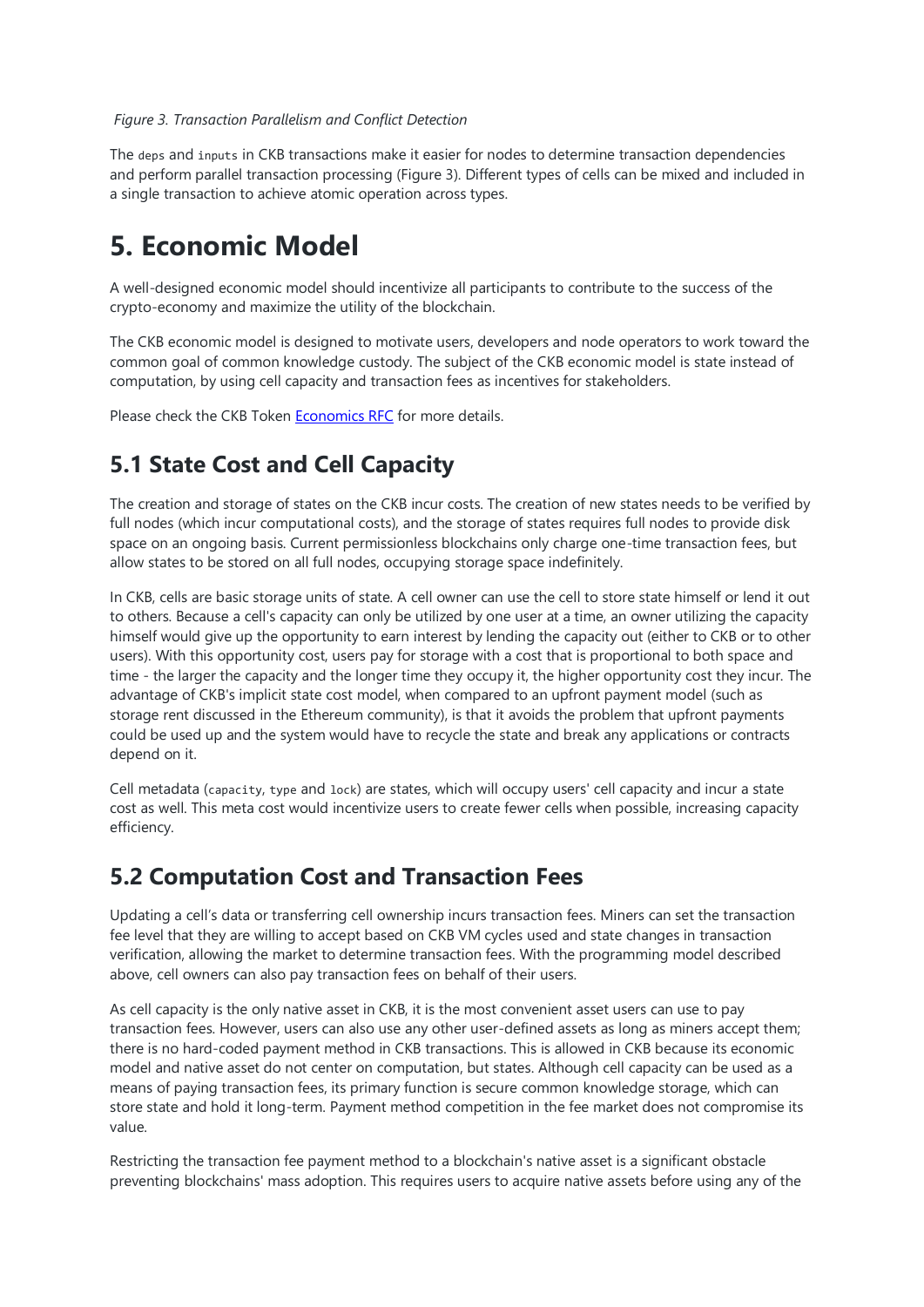*Figure 3. Transaction Parallelism and Conflict Detection*

The `deps` and `inputs` in CKB transactions make it easier for nodes to determine transaction dependencies and perform parallel transaction processing (Figure 3). Different types of cells can be mixed and included in a single transaction to achieve atomic operation across types.

# 5. Economic Model

A well-designed economic model should incentivize all participants to contribute to the success of the crypto-economy and maximize the utility of the blockchain.

The CKB economic model is designed to motivate users, developers and node operators to work toward the common goal of common knowledge custody. The subject of the CKB economic model is state instead of computation, by using cell capacity and transaction fees as incentives for stakeholders.

Please check the CKB Token [Economics RFC] for more details.

## 5.1 State Cost and Cell Capacity

The creation and storage of states on the CKB incur costs. The creation of new states needs to be verified by full nodes (which incur computational costs), and the storage of states requires full nodes to provide disk space on an ongoing basis. Current permissionless blockchains only charge one-time transaction fees, but allow states to be stored on all full nodes, occupying storage space indefinitely.

In CKB, cells are basic storage units of state. A cell owner can use the cell to store state himself or lend it out to others. Because a cell's capacity can only be utilized by one user at a time, an owner utilizing the capacity himself would give up the opportunity to earn interest by lending the capacity out (either to CKB or to other users). With this opportunity cost, users pay for storage with a cost that is proportional to both space and time - the larger the capacity and the longer time they occupy it, the higher opportunity cost they incur. The advantage of CKB's implicit state cost model, when compared to an upfront payment model (such as storage rent discussed in the Ethereum community), is that it avoids the problem that upfront payments could be used up and the system would have to recycle the state and break any applications or contracts depend on it.

Cell metadata (`capacity`, `type` and `lock`) are states, which will occupy users' cell capacity and incur a state cost as well. This meta cost would incentivize users to create fewer cells when possible, increasing capacity efficiency.

## 5.2 Computation Cost and Transaction Fees

Updating a cell's data or transferring cell ownership incurs transaction fees. Miners can set the transaction fee level that they are willing to accept based on CKB VM cycles used and state changes in transaction verification, allowing the market to determine transaction fees. With the programming model described above, cell owners can also pay transaction fees on behalf of their users.

As cell capacity is the only native asset in CKB, it is the most convenient asset users can use to pay transaction fees. However, users can also use any other user-defined assets as long as miners accept them; there is no hard-coded payment method in CKB transactions. This is allowed in CKB because its economic model and native asset do not center on computation, but states. Although cell capacity can be used as a means of paying transaction fees, its primary function is secure common knowledge storage, which can store state and hold it long-term. Payment method competition in the fee market does not compromise its value.

Restricting the transaction fee payment method to a blockchain's native asset is a significant obstacle preventing blockchains' mass adoption. This requires users to acquire native assets before using any of the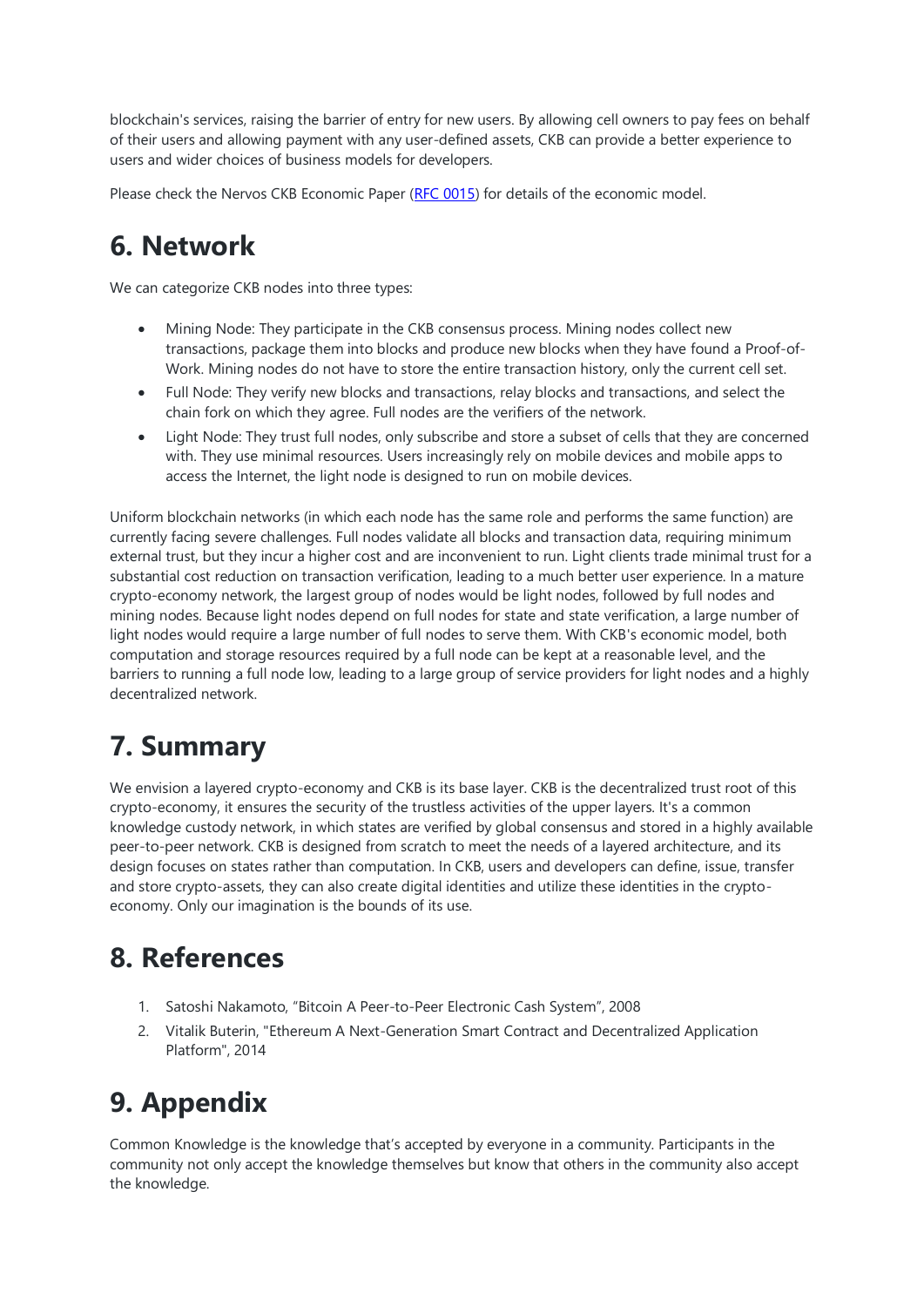blockchain's services, raising the barrier of entry for new users. By allowing cell owners to pay fees on behalf of their users and allowing payment with any user-defined assets, CKB can provide a better experience to users and wider choices of business models for developers.

Please check the Nervos CKB Economic Paper (RFC 0015) for details of the economic model.

# 6. Network

We can categorize CKB nodes into three types:

- Mining Node: They participate in the CKB consensus process. Mining nodes collect new transactions, package them into blocks and produce new blocks when they have found a Proof-of-Work. Mining nodes do not have to store the entire transaction history, only the current cell set.
- Full Node: They verify new blocks and transactions, relay blocks and transactions, and select the chain fork on which they agree. Full nodes are the verifiers of the network.
- Light Node: They trust full nodes, only subscribe and store a subset of cells that they are concerned with. They use minimal resources. Users increasingly rely on mobile devices and mobile apps to access the Internet, the light node is designed to run on mobile devices.

Uniform blockchain networks (in which each node has the same role and performs the same function) are currently facing severe challenges. Full nodes validate all blocks and transaction data, requiring minimum external trust, but they incur a higher cost and are inconvenient to run. Light clients trade minimal trust for a substantial cost reduction on transaction verification, leading to a much better user experience. In a mature crypto-economy network, the largest group of nodes would be light nodes, followed by full nodes and mining nodes. Because light nodes depend on full nodes for state and state verification, a large number of light nodes would require a large number of full nodes to serve them. With CKB's economic model, both computation and storage resources required by a full node can be kept at a reasonable level, and the barriers to running a full node low, leading to a large group of service providers for light nodes and a highly decentralized network.

# 7. Summary

We envision a layered crypto-economy and CKB is its base layer. CKB is the decentralized trust root of this crypto-economy, it ensures the security of the trustless activities of the upper layers. It's a common knowledge custody network, in which states are verified by global consensus and stored in a highly available peer-to-peer network. CKB is designed from scratch to meet the needs of a layered architecture, and its design focuses on states rather than computation. In CKB, users and developers can define, issue, transfer and store crypto-assets, they can also create digital identities and utilize these identities in the crypto-economy. Only our imagination is the bounds of its use.

# 8. References

1. Satoshi Nakamoto, "Bitcoin A Peer-to-Peer Electronic Cash System", 2008
2. Vitalik Buterin, "Ethereum A Next-Generation Smart Contract and Decentralized Application Platform", 2014

# 9. Appendix

Common Knowledge is the knowledge that's accepted by everyone in a community. Participants in the community not only accept the knowledge themselves but know that others in the community also accept the knowledge.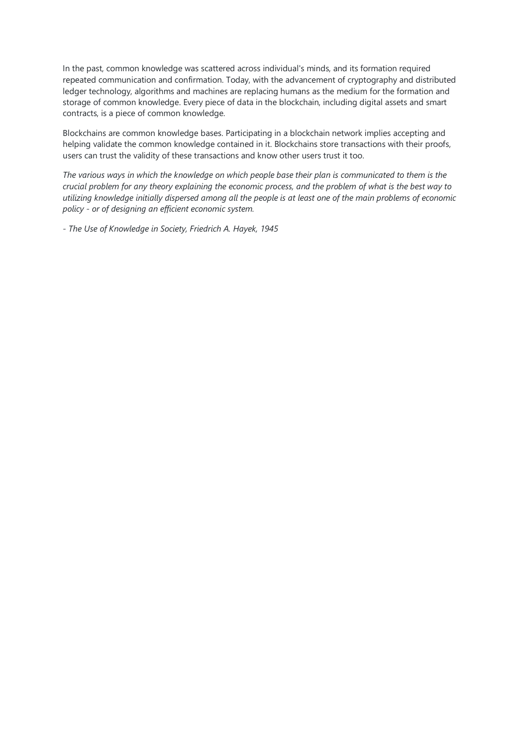In the past, common knowledge was scattered across individual's minds, and its formation required repeated communication and confirmation. Today, with the advancement of cryptography and distributed ledger technology, algorithms and machines are replacing humans as the medium for the formation and storage of common knowledge. Every piece of data in the blockchain, including digital assets and smart contracts, is a piece of common knowledge.

Blockchains are common knowledge bases. Participating in a blockchain network implies accepting and helping validate the common knowledge contained in it. Blockchains store transactions with their proofs, users can trust the validity of these transactions and know other users trust it too.

*The various ways in which the knowledge on which people base their plan is communicated to them is the crucial problem for any theory explaining the economic process, and the problem of what is the best way to utilizing knowledge initially dispersed among all the people is at least one of the main problems of economic policy - or of designing an efficient economic system.*

*- The Use of Knowledge in Society, Friedrich A. Hayek, 1945*